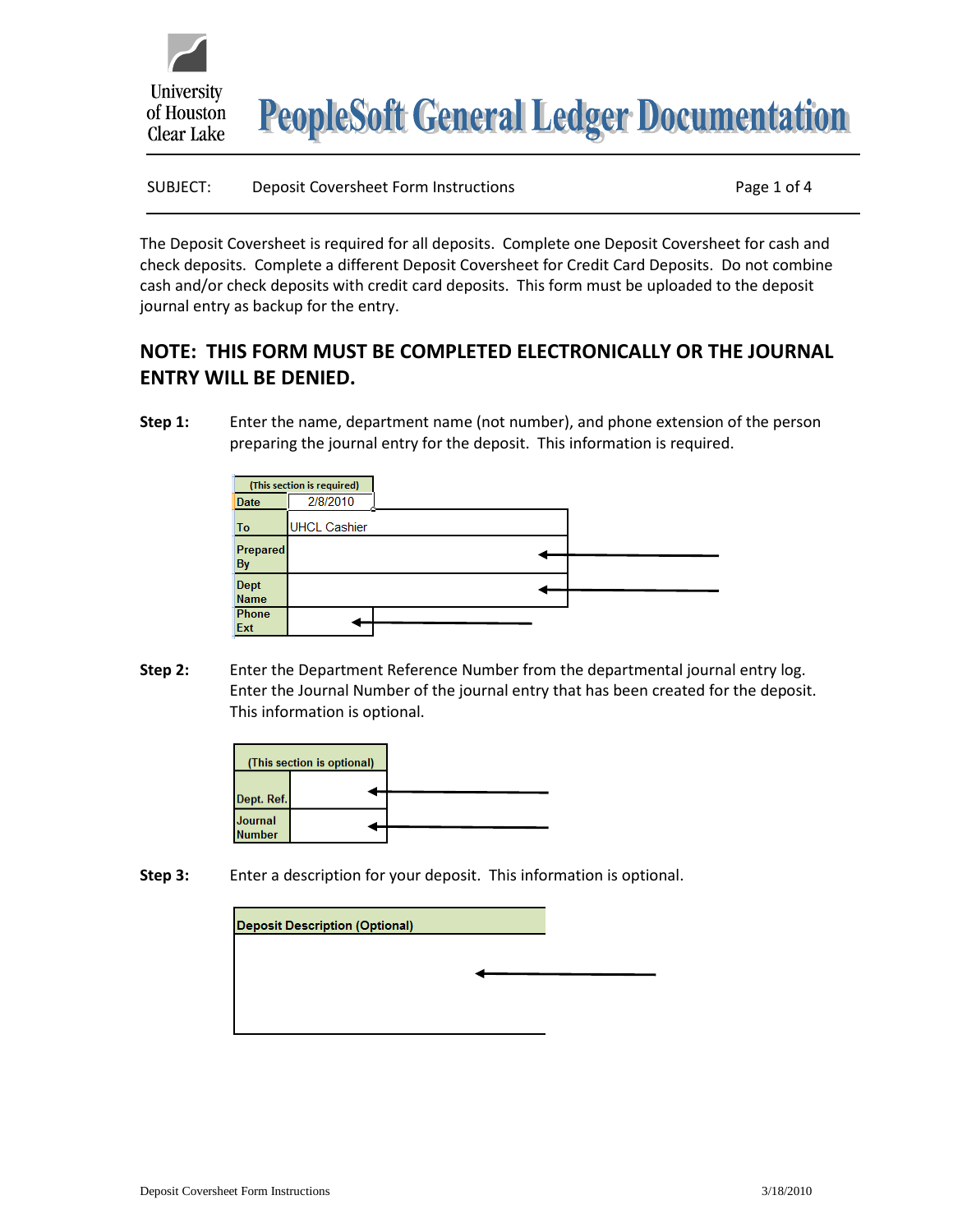# PeopleSoft General Ledger Documentation

University of Houston Clear Lake

SUBJECT: Deposit Coversheet Form Instructions

The Deposit Coversheet is required for all deposits. Complete one Deposit Coversheet for cash and check deposits. Complete a different Deposit Coversheet for Credit Card Deposits. Do not combine cash and/or check deposits with credit card deposits. This form must be uploaded to the deposit journal entry as backup for the entry.

## NOTE: THIS FORM MUST BE COMPLETED ELECTRONICALLY OR THE JOURNAL ENTRY WILL BE DENIED.

**Step 1:** Enter the name, department name (not number), and phone extension of the person preparing the journal entry for the deposit. This information is required.

| (This section is required) | |
|---|---|
| Date | 2/8/2010 |
| To | UHCL Cashier |
| Prepared By | |
| Dept Name | |
| Phone Ext | |

**Step 2:** Enter the Department Reference Number from the departmental journal entry log. Enter the Journal Number of the journal entry that has been created for the deposit. This information is optional.

| (This section is optional) | |
|---|---|
| Dept. Ref. | |
| Journal Number | |

**Step 3:** Enter a description for your deposit. This information is optional.

| Deposit Description (Optional) |
|---|
| |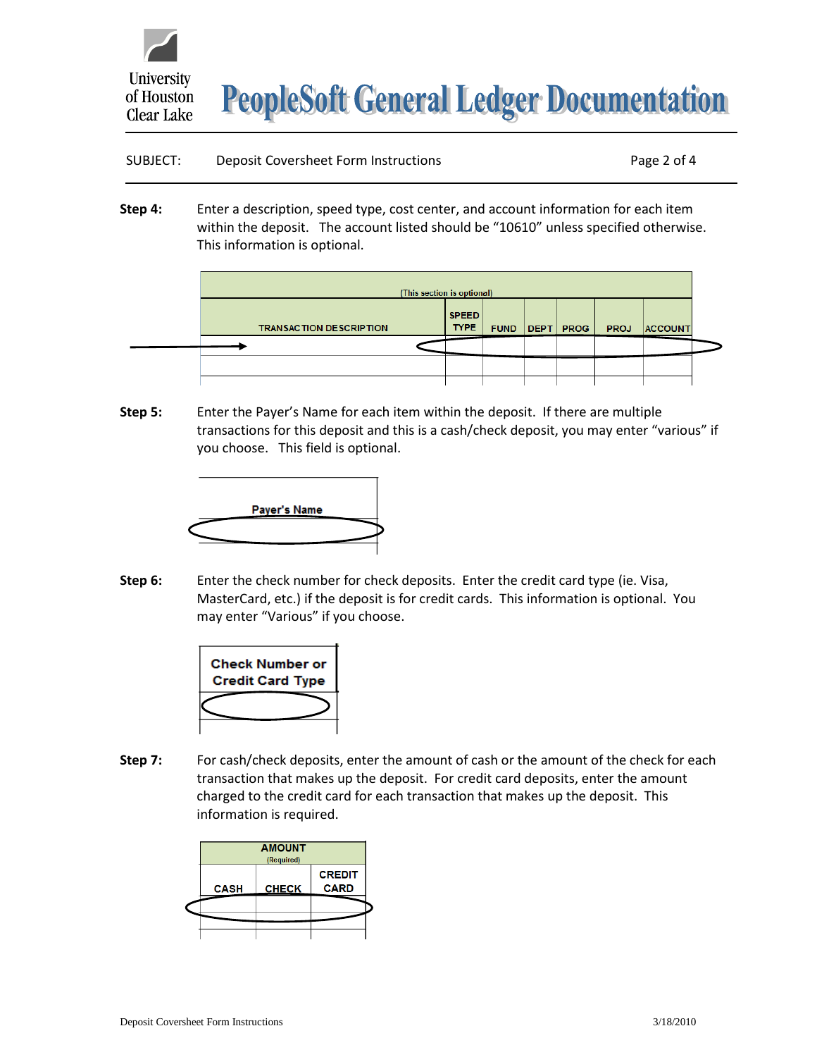SUBJECT: Deposit Coversheet Form Instructions

**Step 4:** Enter a description, speed type, cost center, and account information for each item within the deposit. The account listed should be "10610" unless specified otherwise. This information is optional.

| (This section is optional) | | | | | | |
|---|---|---|---|---|---|---|
| TRANSACTION DESCRIPTION | SPEED TYPE | FUND | DEPT | PROG | PROJ | ACCOUNT |
| | | | | | | |
| | | | | | | |

**Step 5:** Enter the Payer's Name for each item within the deposit. If there are multiple transactions for this deposit and this is a cash/check deposit, you may enter "various" if you choose. This field is optional.

| Payer's Name |
|---|
| |

**Step 6:** Enter the check number for check deposits. Enter the credit card type (ie. Visa, MasterCard, etc.) if the deposit is for credit cards. This information is optional. You may enter "Various" if you choose.

| Check Number or Credit Card Type |
|---|
| |
| |

**Step 7:** For cash/check deposits, enter the amount of cash or the amount of the check for each transaction that makes up the deposit. For credit card deposits, enter the amount charged to the credit card for each transaction that makes up the deposit. This information is required.

| AMOUNT (Required) | | |
|---|---|---|
| CASH | CHECK | CREDIT CARD |
| | | |
| | | |
| | | |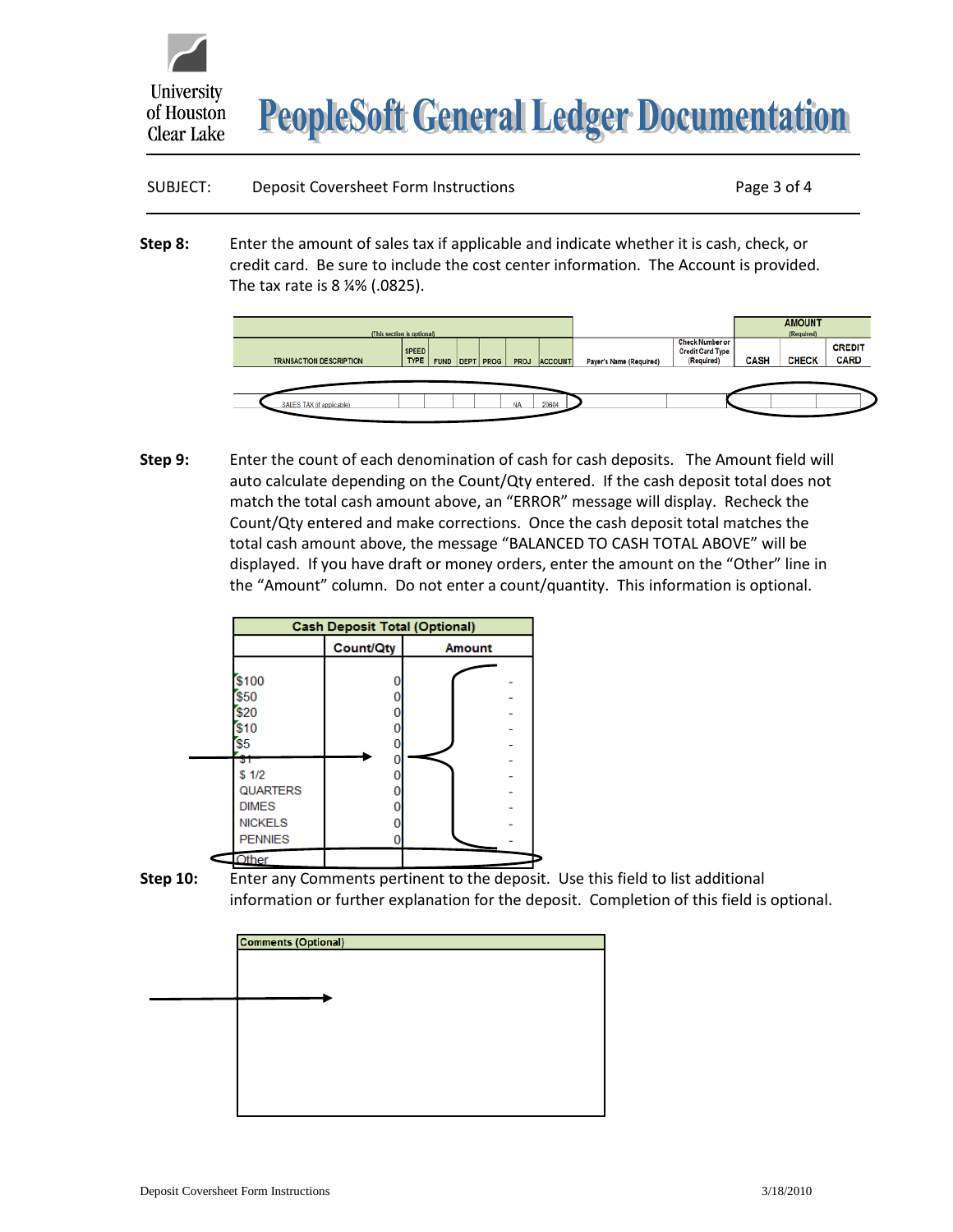**Step 8:** Enter the amount of sales tax if applicable and indicate whether it is cash, check, or credit card. Be sure to include the cost center information. The Account is provided. The tax rate is 8 ¼% (.0825).

| (This section is optional) | | | | | | | | | | AMOUNT (Required) | | |
|---|---|---|---|---|---|---|---|---|---|---|---|---|
| TRANSACTION DESCRIPTION | SPEED TYPE | FUND | DEPT | PROG | PROJ | ACCOUNT | Payer's Name (Required) | Check Number or Credit Card Type (Required) | CASH | CHECK | CREDIT CARD |
| SALES TAX (if applicable) | | | | | NA | 20604 | | | | | |

**Step 9:** Enter the count of each denomination of cash for cash deposits. The Amount field will auto calculate depending on the Count/Qty entered. If the cash deposit total does not match the total cash amount above, an "ERROR" message will display. Recheck the Count/Qty entered and make corrections. Once the cash deposit total matches the total cash amount above, the message "BALANCED TO CASH TOTAL ABOVE" will be displayed. If you have draft or money orders, enter the amount on the "Other" line in the "Amount" column. Do not enter a count/quantity. This information is optional.

| Cash Deposit Total (Optional) | | |
|---|---|---|
| | Count/Qty | Amount |
| $100 | 0 | - |
| $50 | 0 | - |
| $20 | 0 | - |
| $10 | 0 | - |
| $5 | 0 | - |
| $1 | 0 | - |
| $ 1/2 | 0 | - |
| QUARTERS | 0 | - |
| DIMES | 0 | - |
| NICKELS | 0 | - |
| PENNIES | 0 | - |
| Other | | |

**Step 10:** Enter any Comments pertinent to the deposit. Use this field to list additional information or further explanation for the deposit. Completion of this field is optional.

| Comments (Optional) |
|---|
| |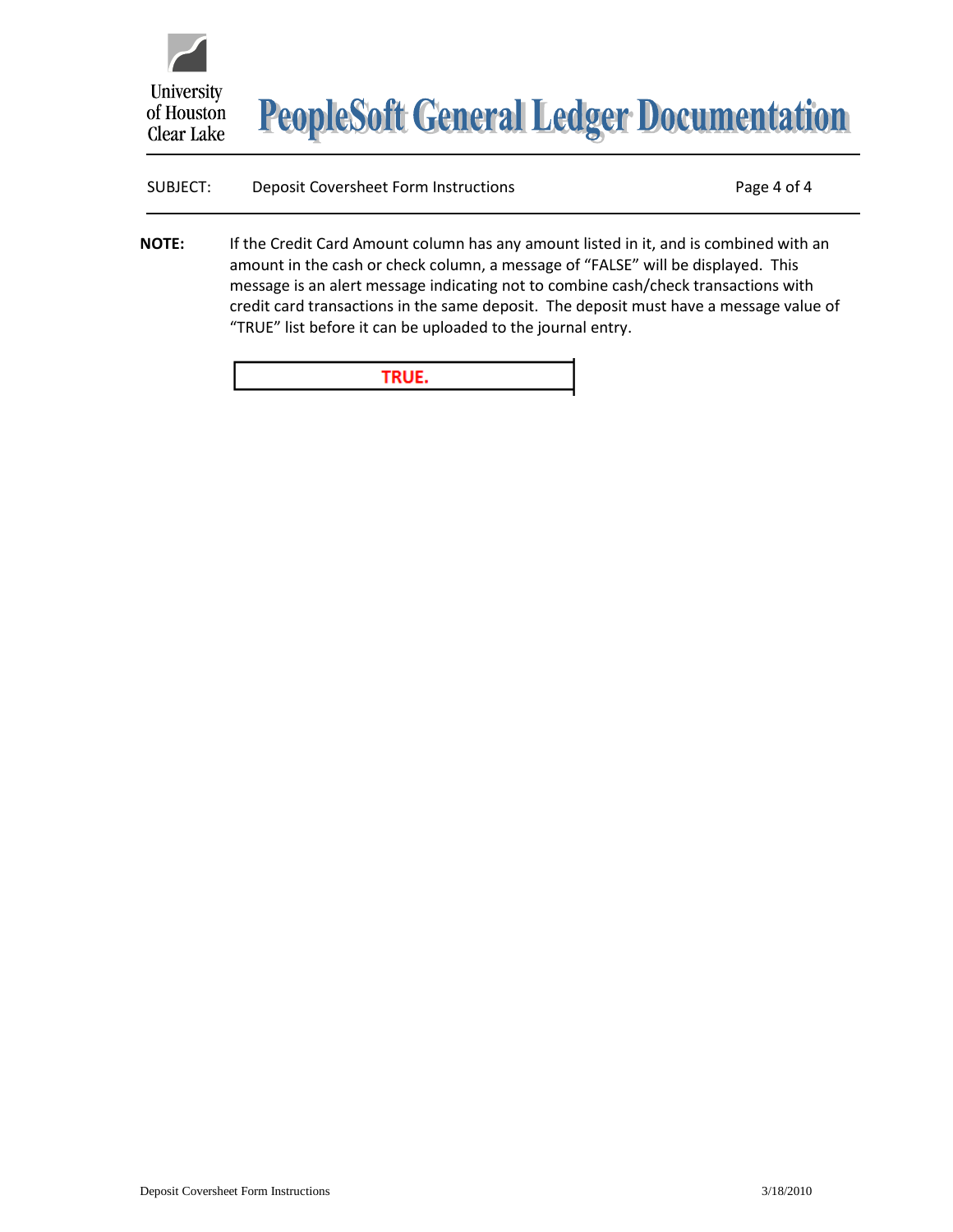**NOTE:** If the Credit Card Amount column has any amount listed in it, and is combined with an amount in the cash or check column, a message of "FALSE" will be displayed. This message is an alert message indicating not to combine cash/check transactions with credit card transactions in the same deposit. The deposit must have a message value of "TRUE" list before it can be uploaded to the journal entry.

| TRUE. |
|---|